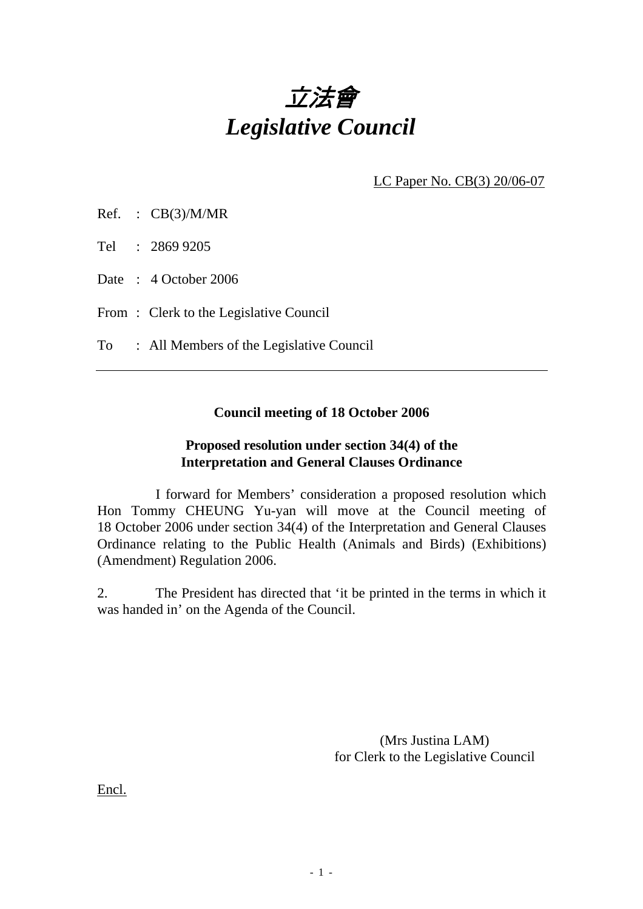# *立法會*
# *Legislative Council*

LC Paper No. CB(3) 20/06-07

Ref. : CB(3)/M/MR

Tel : 2869 9205

Date : 4 October 2006

From : Clerk to the Legislative Council

To : All Members of the Legislative Council

---

**Council meeting of 18 October 2006**

**Proposed resolution under section 34(4) of the Interpretation and General Clauses Ordinance**

I forward for Members' consideration a proposed resolution which Hon Tommy CHEUNG Yu-yan will move at the Council meeting of 18 October 2006 under section 34(4) of the Interpretation and General Clauses Ordinance relating to the Public Health (Animals and Birds) (Exhibitions) (Amendment) Regulation 2006.

2. The President has directed that 'it be printed in the terms in which it was handed in' on the Agenda of the Council.

(Mrs Justina LAM)
for Clerk to the Legislative Council

Encl.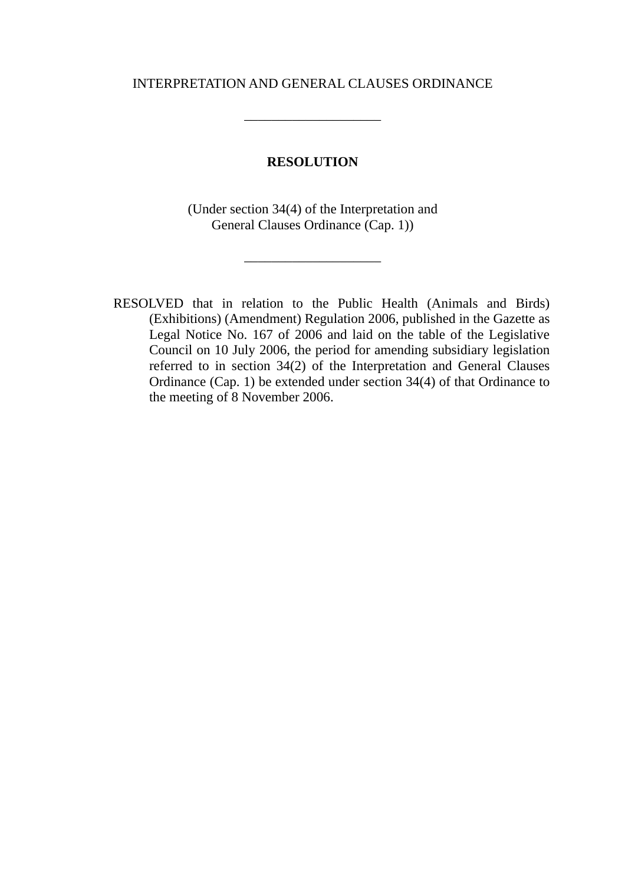INTERPRETATION AND GENERAL CLAUSES ORDINANCE

____________________

**RESOLUTION**

(Under section 34(4) of the Interpretation and
General Clauses Ordinance (Cap. 1))

____________________

RESOLVED that in relation to the Public Health (Animals and Birds) (Exhibitions) (Amendment) Regulation 2006, published in the Gazette as Legal Notice No. 167 of 2006 and laid on the table of the Legislative Council on 10 July 2006, the period for amending subsidiary legislation referred to in section 34(2) of the Interpretation and General Clauses Ordinance (Cap. 1) be extended under section 34(4) of that Ordinance to the meeting of 8 November 2006.